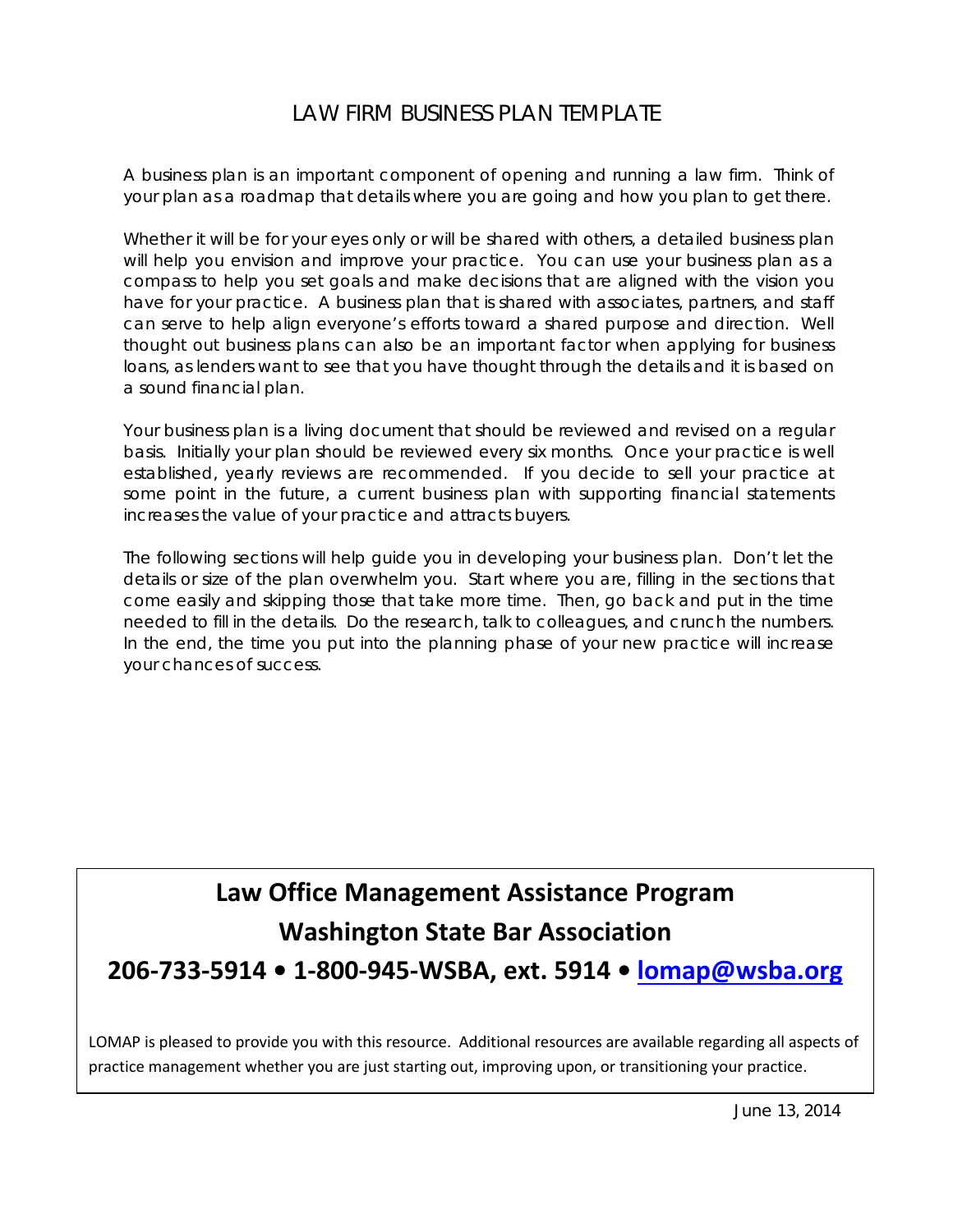# LAW FIRM BUSINESS PLAN TEMPLATE

A business plan is an important component of opening and running a law firm. Think of your plan as a roadmap that details where you are going and how you plan to get there.

Whether it will be for your eyes only or will be shared with others, a detailed business plan will help you envision and improve your practice. You can use your business plan as a compass to help you set goals and make decisions that are aligned with the vision you have for your practice. A business plan that is shared with associates, partners, and staff can serve to help align everyone's efforts toward a shared purpose and direction. Well thought out business plans can also be an important factor when applying for business loans, as lenders want to see that you have thought through the details and it is based on a sound financial plan.

Your business plan is a living document that should be reviewed and revised on a regular basis. Initially your plan should be reviewed every six months. Once your practice is well established, yearly reviews are recommended. If you decide to sell your practice at some point in the future, a current business plan with supporting financial statements increases the value of your practice and attracts buyers.

The following sections will help guide you in developing your business plan. Don't let the details or size of the plan overwhelm you. Start where you are, filling in the sections that come easily and skipping those that take more time. Then, go back and put in the time needed to fill in the details. Do the research, talk to colleagues, and crunch the numbers. In the end, the time you put into the planning phase of your new practice will increase your chances of success.

**Law Office Management Assistance Program**

**Washington State Bar Association**

**206-733-5914 • 1-800-945-WSBA, ext. 5914 • lomap@wsba.org**

LOMAP is pleased to provide you with this resource. Additional resources are available regarding all aspects of practice management whether you are just starting out, improving upon, or transitioning your practice.

June 13, 2014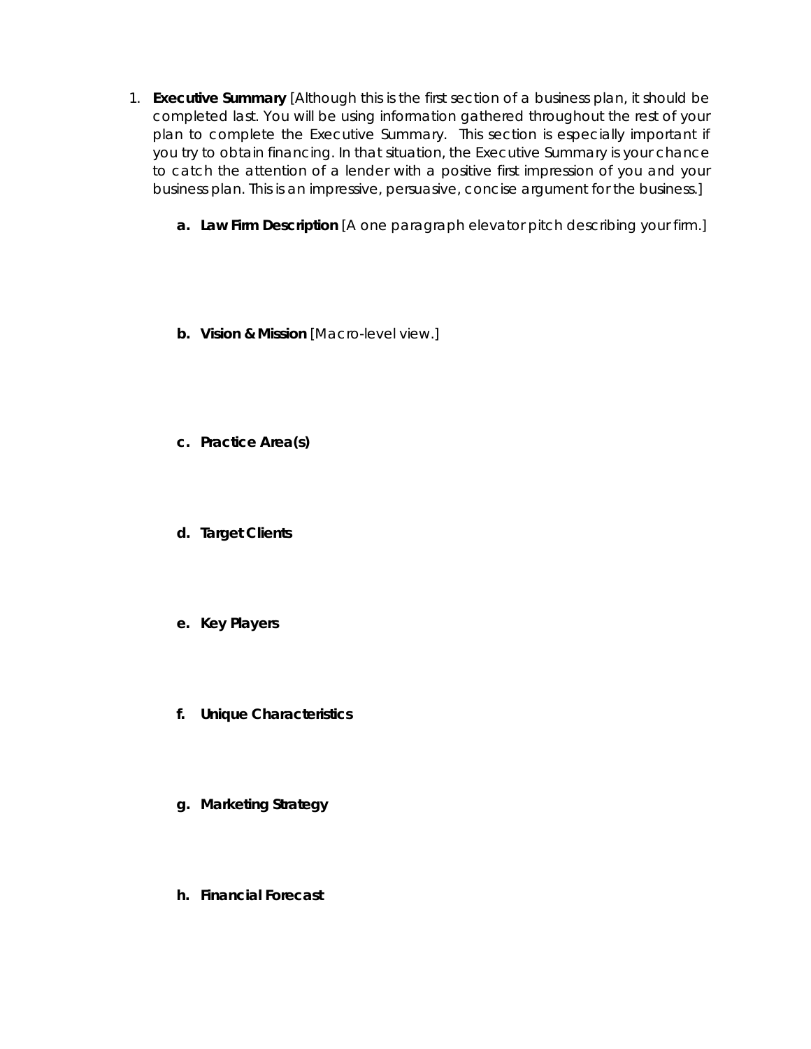1. **Executive Summary** [Although this is the first section of a business plan, it should be completed last. You will be using information gathered throughout the rest of your plan to complete the Executive Summary. This section is especially important if you try to obtain financing. In that situation, the Executive Summary is your chance to catch the attention of a lender with a positive first impression of you and your business plan. This is an impressive, persuasive, concise argument for the business.]

    a. **Law Firm Description** [A one paragraph elevator pitch describing your firm.]

    b. **Vision & Mission** [Macro-level view.]

    c. **Practice Area(s)**

    d. **Target Clients**

    e. **Key Players**

    f. **Unique Characteristics**

    g. **Marketing Strategy**

    h. **Financial Forecast**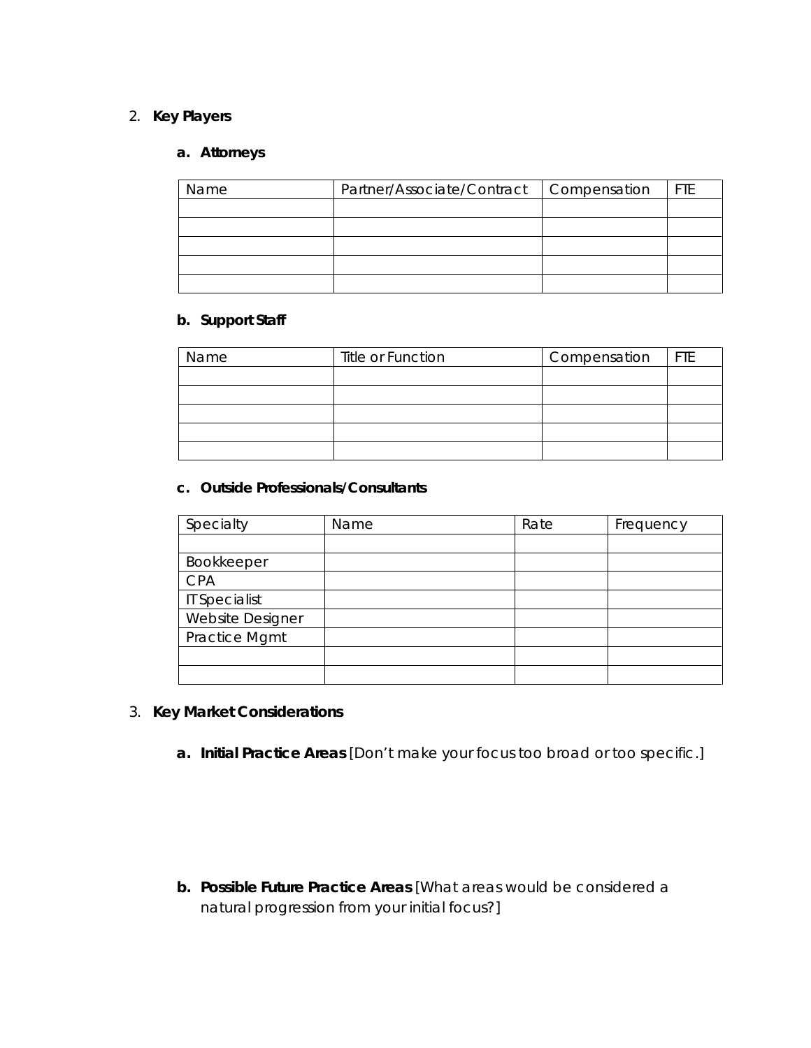2. **Key Players**

   a. **Attorneys**

| Name | Partner/Associate/Contract | Compensation | FTE |
|---|---|---|---|
| | | | |
| | | | |
| | | | |
| | | | |
| | | | |

   b. **Support Staff**

| Name | Title or Function | Compensation | FTE |
|---|---|---|---|
| | | | |
| | | | |
| | | | |
| | | | |
| | | | |

   c. **Outside Professionals/Consultants**

| Specialty | Name | Rate | Frequency |
|---|---|---|---|
| | | | |
| Bookkeeper | | | |
| CPA | | | |
| IT Specialist | | | |
| Website Designer | | | |
| Practice Mgmt | | | |
| | | | |
| | | | |

3. **Key Market Considerations**

   a. **Initial Practice Areas** [Don't make your focus too broad or too specific.]

   b. **Possible Future Practice Areas** [What areas would be considered a natural progression from your initial focus?]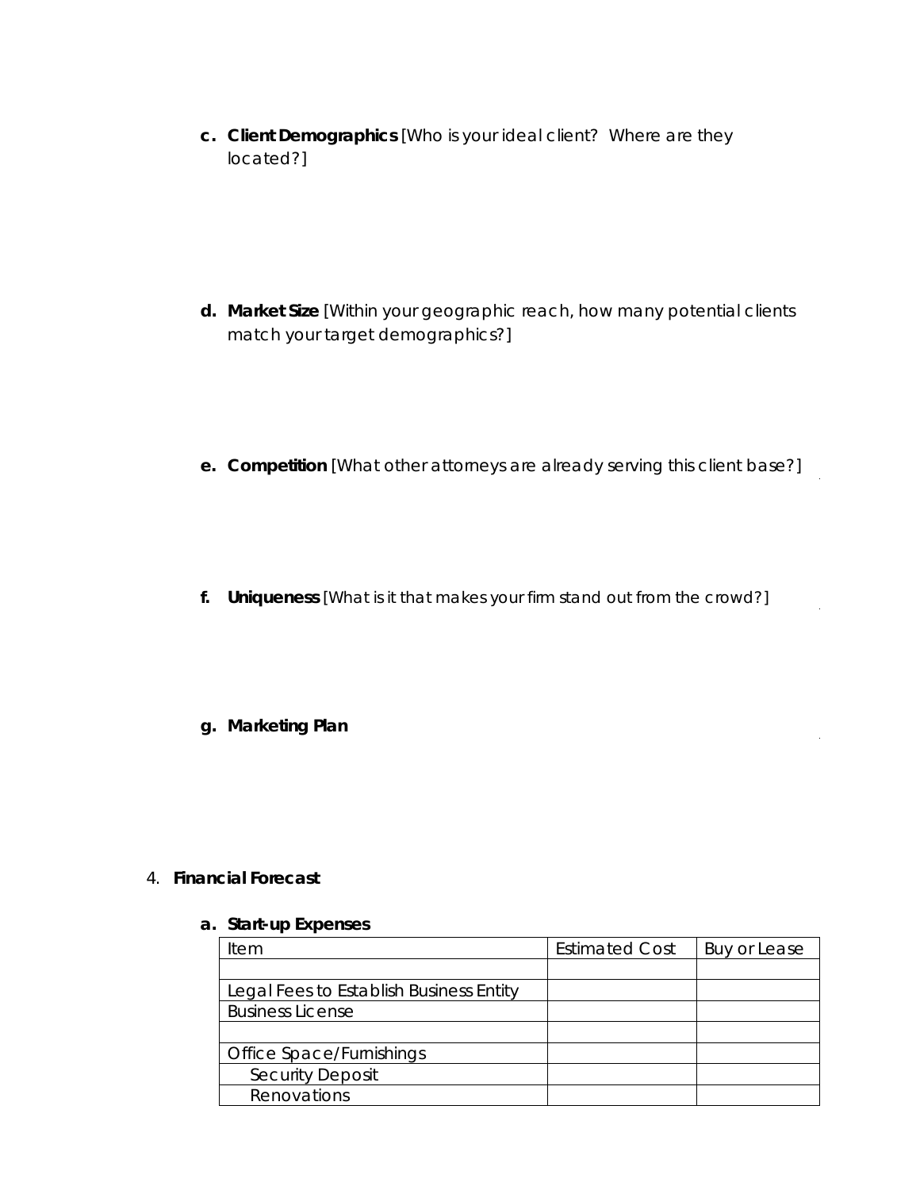c. **Client Demographics** [Who is your ideal client? Where are they located?]

d. **Market Size** [Within your geographic reach, how many potential clients match your target demographics?]

e. **Competition** [What other attorneys are already serving this client base?]

f. **Uniqueness** [What is it that makes your firm stand out from the crowd?]

g. **Marketing Plan**

4. **Financial Forecast**

a. **Start-up Expenses**

| Item | Estimated Cost | Buy or Lease |
|---|---|---|
| | | |
| Legal Fees to Establish Business Entity | | |
| Business License | | |
| | | |
| Office Space/Furnishings | | |
| Security Deposit | | |
| Renovations | | |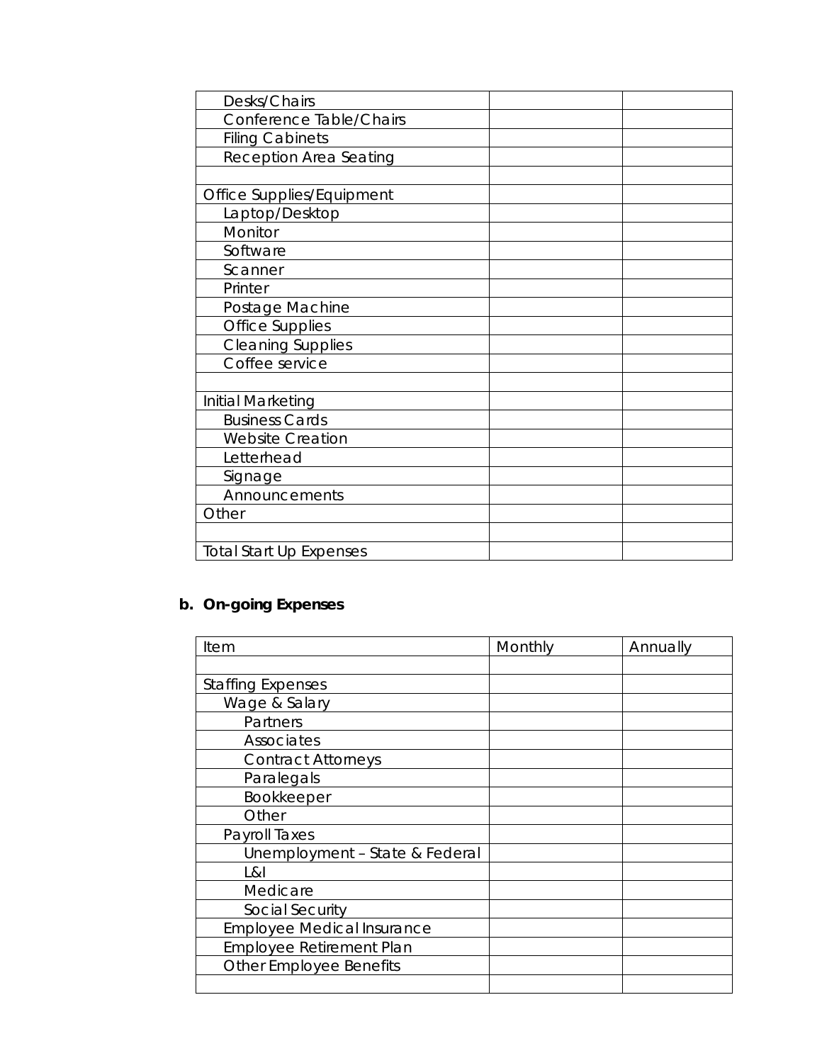| | | |
|---|---|---|
| Desks/Chairs | | |
| Conference Table/Chairs | | |
| Filing Cabinets | | |
| Reception Area Seating | | |
| | | |
| Office Supplies/Equipment | | |
| Laptop/Desktop | | |
| Monitor | | |
| Software | | |
| Scanner | | |
| Printer | | |
| Postage Machine | | |
| Office Supplies | | |
| Cleaning Supplies | | |
| Coffee service | | |
| | | |
| Initial Marketing | | |
| Business Cards | | |
| Website Creation | | |
| Letterhead | | |
| Signage | | |
| Announcements | | |
| Other | | |
| | | |
| Total Start Up Expenses | | |

**b. On-going Expenses**

| Item | Monthly | Annually |
|---|---|---|
| | | |
| Staffing Expenses | | |
| Wage & Salary | | |
| Partners | | |
| Associates | | |
| Contract Attorneys | | |
| Paralegals | | |
| Bookkeeper | | |
| Other | | |
| Payroll Taxes | | |
| Unemployment – State & Federal | | |
| L&I | | |
| Medicare | | |
| Social Security | | |
| Employee Medical Insurance | | |
| Employee Retirement Plan | | |
| Other Employee Benefits | | |
| | | |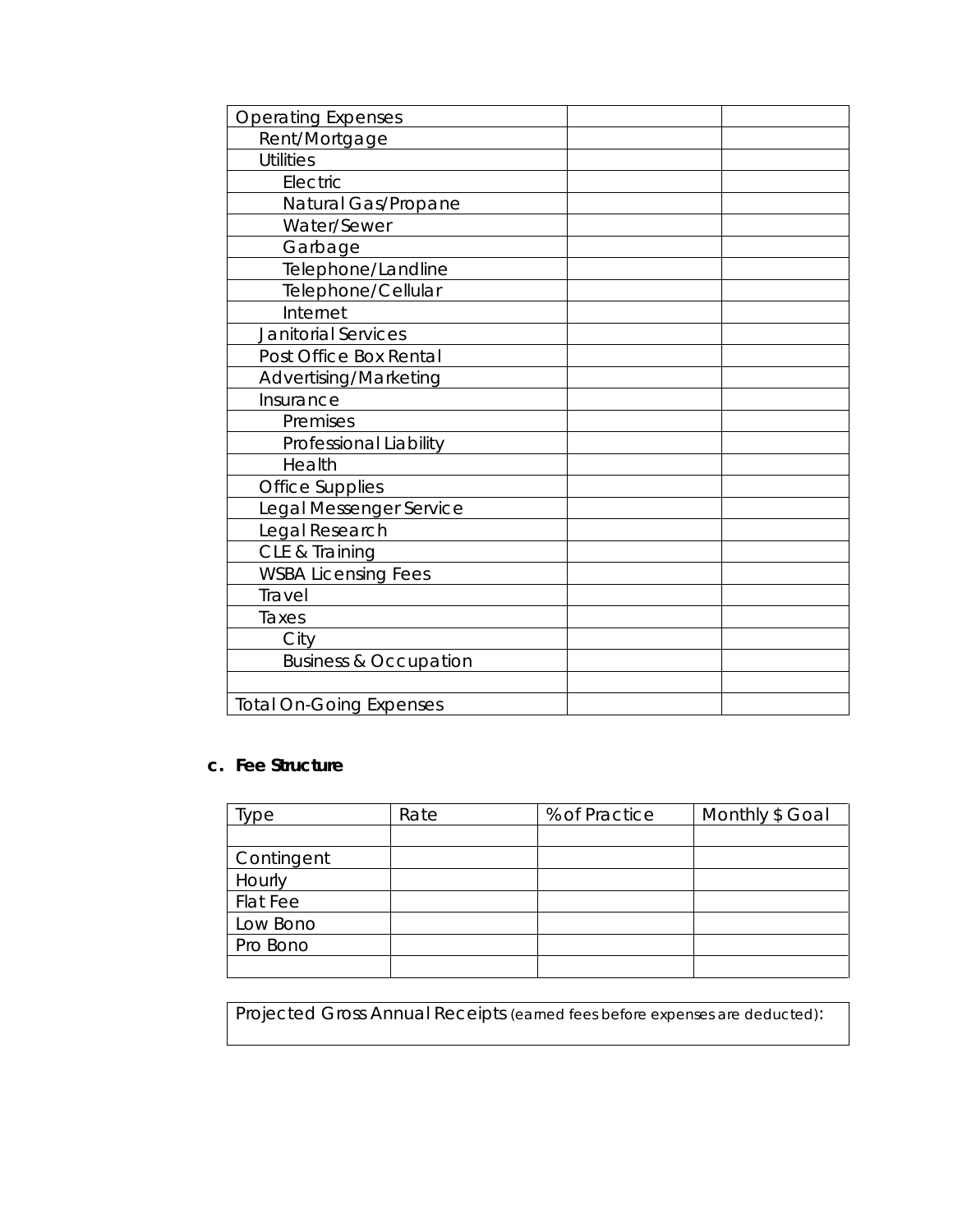| Operating Expenses | | |
| --- | --- | --- |
| Rent/Mortgage | | |
| Utilities | | |
| Electric | | |
| Natural Gas/Propane | | |
| Water/Sewer | | |
| Garbage | | |
| Telephone/Landline | | |
| Telephone/Cellular | | |
| Internet | | |
| Janitorial Services | | |
| Post Office Box Rental | | |
| Advertising/Marketing | | |
| Insurance | | |
| Premises | | |
| Professional Liability | | |
| Health | | |
| Office Supplies | | |
| Legal Messenger Service | | |
| Legal Research | | |
| CLE & Training | | |
| WSBA Licensing Fees | | |
| Travel | | |
| Taxes | | |
| City | | |
| Business & Occupation | | |
| | | |
| Total On-Going Expenses | | |

**c. Fee Structure**

| Type | Rate | % of Practice | Monthly $ Goal |
| --- | --- | --- | --- |
| | | | |
| Contingent | | | |
| Hourly | | | |
| Flat Fee | | | |
| Low Bono | | | |
| Pro Bono | | | |
| | | | |

| Projected Gross Annual Receipts (earned fees before expenses are deducted): |
| --- |